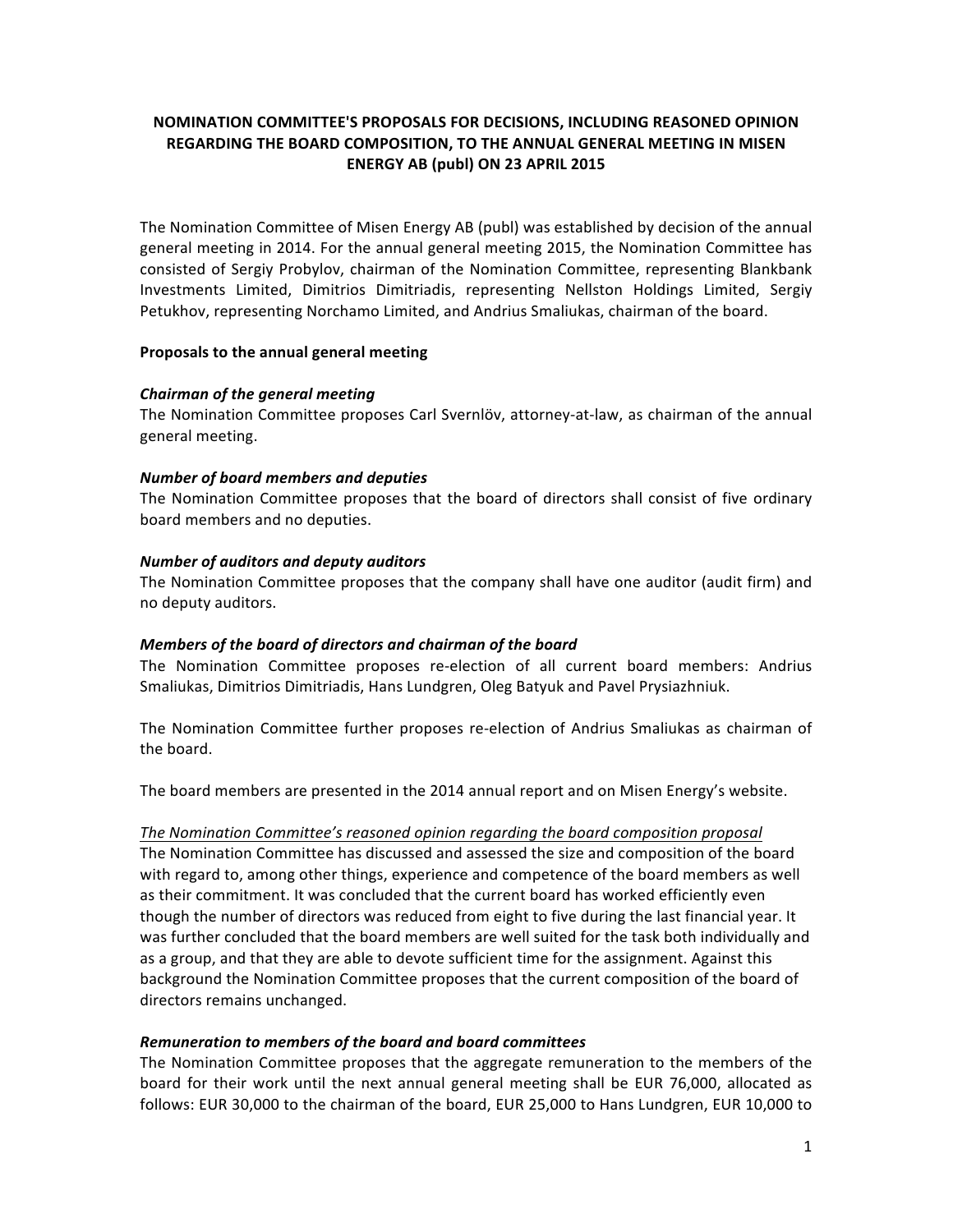# NOMINATION COMMITTEE'S PROPOSALS FOR DECISIONS, INCLUDING REASONED OPINION REGARDING THE BOARD COMPOSITION, TO THE ANNUAL GENERAL MEETING IN MISEN ENERGY AB (publ) ON 23 APRIL 2015

The Nomination Committee of Misen Energy AB (publ) was established by decision of the annual general meeting in 2014. For the annual general meeting 2015, the Nomination Committee has consisted of Sergiy Probylov, chairman of the Nomination Committee, representing Blankbank Investments Limited, Dimitrios Dimitriadis, representing Nellston Holdings Limited, Sergiy Petukhov, representing Norchamo Limited, and Andrius Smaliukas, chairman of the board.

**Proposals to the annual general meeting**

***Chairman of the general meeting***

The Nomination Committee proposes Carl Svernlöv, attorney-at-law, as chairman of the annual general meeting.

***Number of board members and deputies***

The Nomination Committee proposes that the board of directors shall consist of five ordinary board members and no deputies.

***Number of auditors and deputy auditors***

The Nomination Committee proposes that the company shall have one auditor (audit firm) and no deputy auditors.

***Members of the board of directors and chairman of the board***

The Nomination Committee proposes re-election of all current board members: Andrius Smaliukas, Dimitrios Dimitriadis, Hans Lundgren, Oleg Batyuk and Pavel Prysiazhniuk.

The Nomination Committee further proposes re-election of Andrius Smaliukas as chairman of the board.

The board members are presented in the 2014 annual report and on Misen Energy's website.

*The Nomination Committee's reasoned opinion regarding the board composition proposal*

The Nomination Committee has discussed and assessed the size and composition of the board with regard to, among other things, experience and competence of the board members as well as their commitment. It was concluded that the current board has worked efficiently even though the number of directors was reduced from eight to five during the last financial year. It was further concluded that the board members are well suited for the task both individually and as a group, and that they are able to devote sufficient time for the assignment. Against this background the Nomination Committee proposes that the current composition of the board of directors remains unchanged.

***Remuneration to members of the board and board committees***

The Nomination Committee proposes that the aggregate remuneration to the members of the board for their work until the next annual general meeting shall be EUR 76,000, allocated as follows: EUR 30,000 to the chairman of the board, EUR 25,000 to Hans Lundgren, EUR 10,000 to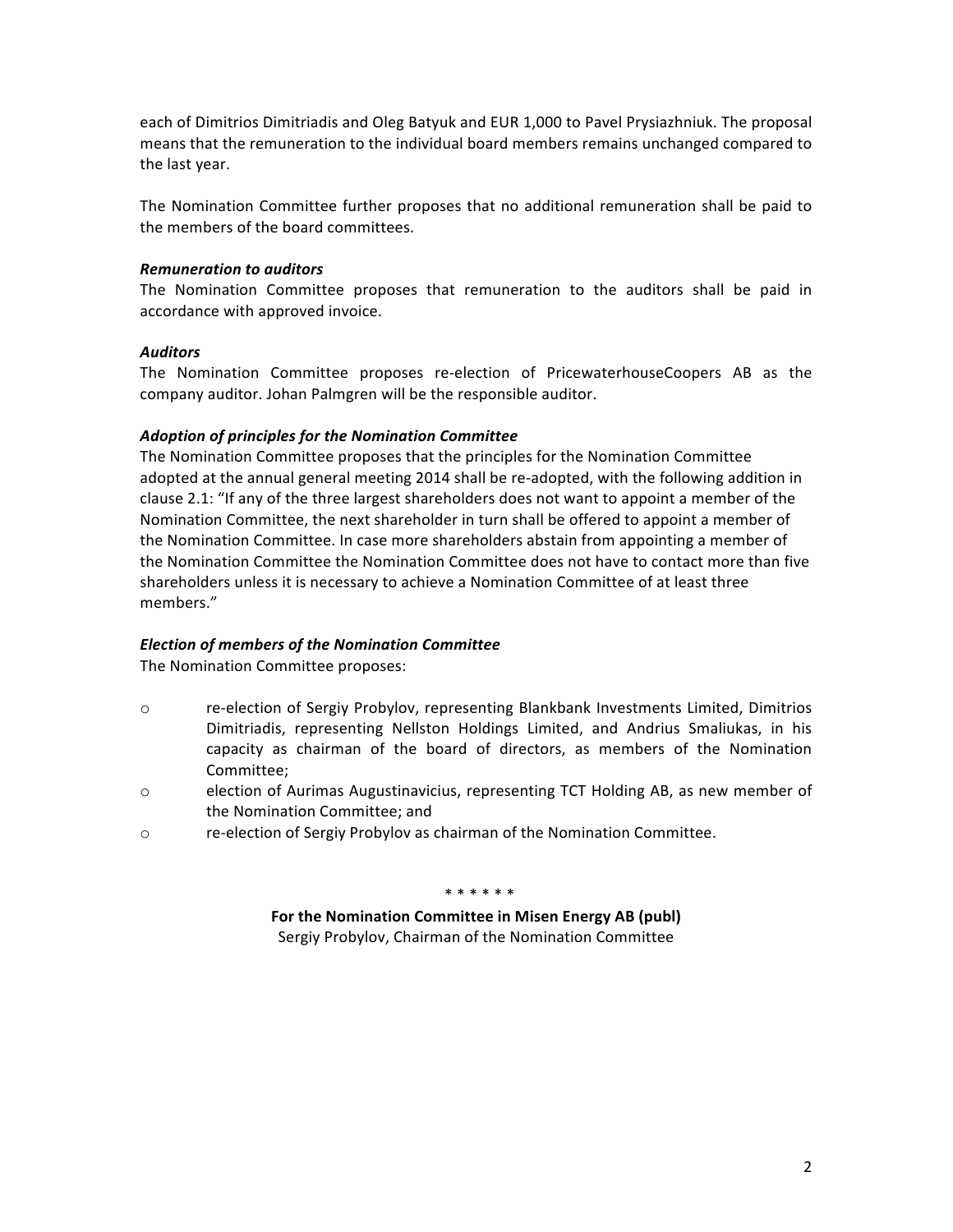each of Dimitrios Dimitriadis and Oleg Batyuk and EUR 1,000 to Pavel Prysiazhniuk. The proposal means that the remuneration to the individual board members remains unchanged compared to the last year.

The Nomination Committee further proposes that no additional remuneration shall be paid to the members of the board committees.

***Remuneration to auditors***

The Nomination Committee proposes that remuneration to the auditors shall be paid in accordance with approved invoice.

***Auditors***

The Nomination Committee proposes re-election of PricewaterhouseCoopers AB as the company auditor. Johan Palmgren will be the responsible auditor.

***Adoption of principles for the Nomination Committee***

The Nomination Committee proposes that the principles for the Nomination Committee adopted at the annual general meeting 2014 shall be re-adopted, with the following addition in clause 2.1: "If any of the three largest shareholders does not want to appoint a member of the Nomination Committee, the next shareholder in turn shall be offered to appoint a member of the Nomination Committee. In case more shareholders abstain from appointing a member of the Nomination Committee the Nomination Committee does not have to contact more than five shareholders unless it is necessary to achieve a Nomination Committee of at least three members."

***Election of members of the Nomination Committee***

The Nomination Committee proposes:

- re-election of Sergiy Probylov, representing Blankbank Investments Limited, Dimitrios Dimitriadis, representing Nellston Holdings Limited, and Andrius Smaliukas, in his capacity as chairman of the board of directors, as members of the Nomination Committee;
- election of Aurimas Augustinavicius, representing TCT Holding AB, as new member of the Nomination Committee; and
- re-election of Sergiy Probylov as chairman of the Nomination Committee.

\* \* \* \* \* \*

**For the Nomination Committee in Misen Energy AB (publ)**

Sergiy Probylov, Chairman of the Nomination Committee